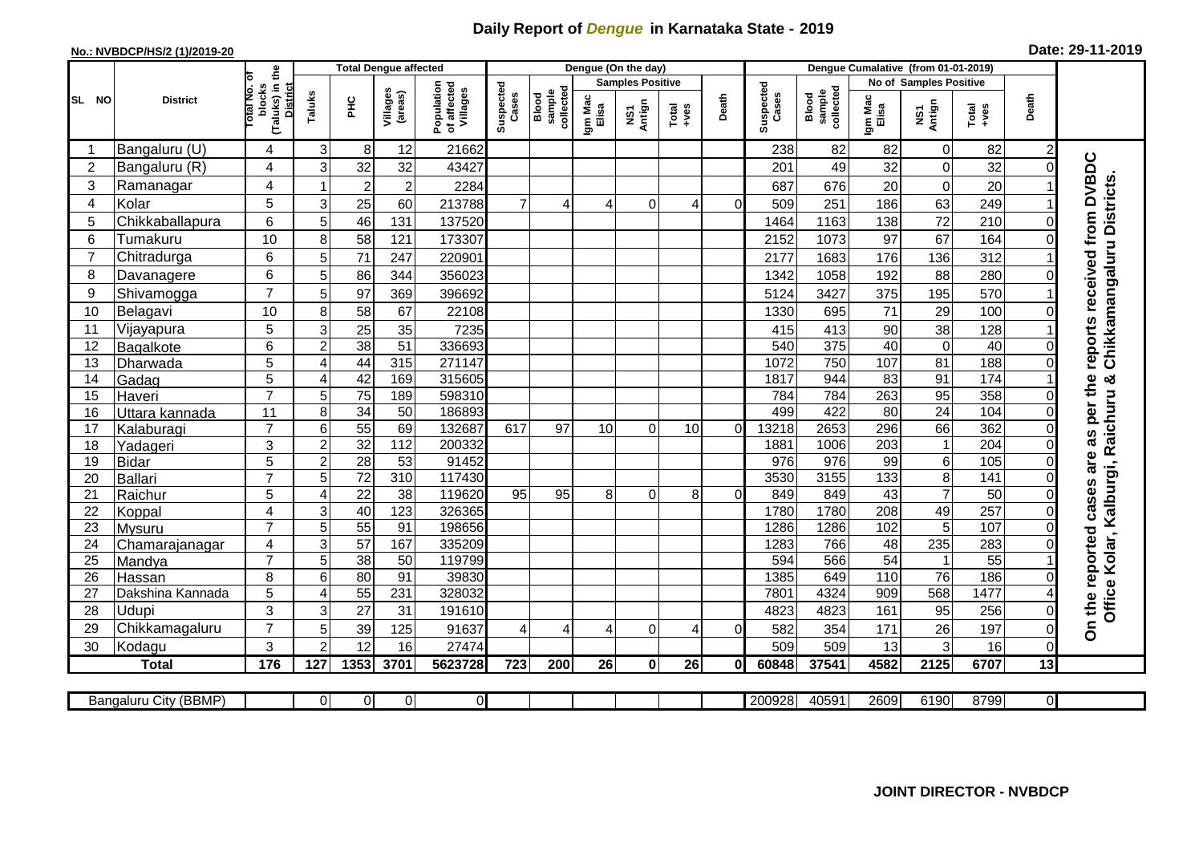# Daily Report of *Dengue* in Karnataka State - 2019

**No.: NVBDCP/HS/2 (1)/2019-20**

**Date: 29-11-2019**

| SL NO | District | Total No. of blocks (Taluks) in the District | Total Dengue affected | | | | Dengue (On the day) | | | | | | | Dengue Cumalative (from 01-01-2019) | | | | | | | |
|---|---|---|---|---|---|---|---|---|---|---|---|---|---|---|---|---|---|---|---|---|
| | | | Taluks | PHC | Villages (areas) | Population of affected Villages | Suspected Cases | Blood sample collected | Samples Positive | | | Death | Suspected Cases | Blood sample collected | No of Samples Positive | | | Death | |
| | | | | | | | | | Igm Mac Elisa | NS1 Antign | Total +ves | | | | Igm Mac Elisa | NS1 Antign | Total +ves | | |
| 1 | Bangaluru (U) | 4 | 3 | 8 | 12 | 21662 | | | | | | | 238 | 82 | 82 | 0 | 82 | 2 | On the reported cases are as per the reports received from DVBDC Office Kolar, Kalburgi, Raichuru & Chikkamangaluru Districts. |
| 2 | Bangaluru (R) | 4 | 3 | 32 | 32 | 43427 | | | | | | | 201 | 49 | 32 | 0 | 32 | 0 | |
| 3 | Ramanagar | 4 | 1 | 2 | 2 | 2284 | | | | | | | 687 | 676 | 20 | 0 | 20 | 1 | |
| 4 | Kolar | 5 | 3 | 25 | 60 | 213788 | 7 | 4 | 4 | 0 | 4 | 0 | 509 | 251 | 186 | 63 | 249 | 1 | |
| 5 | Chikkaballapura | 6 | 5 | 46 | 131 | 137520 | | | | | | | 1464 | 1163 | 138 | 72 | 210 | 0 | |
| 6 | Tumakuru | 10 | 8 | 58 | 121 | 173307 | | | | | | | 2152 | 1073 | 97 | 67 | 164 | 0 | |
| 7 | Chitradurga | 6 | 5 | 71 | 247 | 220901 | | | | | | | 2177 | 1683 | 176 | 136 | 312 | 1 | |
| 8 | Davanagere | 6 | 5 | 86 | 344 | 356023 | | | | | | | 1342 | 1058 | 192 | 88 | 280 | 0 | |
| 9 | Shivamogga | 7 | 5 | 97 | 369 | 396692 | | | | | | | 5124 | 3427 | 375 | 195 | 570 | 1 | |
| 10 | Belagavi | 10 | 8 | 58 | 67 | 22108 | | | | | | | 1330 | 695 | 71 | 29 | 100 | 0 | |
| 11 | Vijayapura | 5 | 3 | 25 | 35 | 7235 | | | | | | | 415 | 413 | 90 | 38 | 128 | 1 | |
| 12 | Bagalkote | 6 | 2 | 38 | 51 | 336693 | | | | | | | 540 | 375 | 40 | 0 | 40 | 0 | |
| 13 | Dharwada | 5 | 4 | 44 | 315 | 271147 | | | | | | | 1072 | 750 | 107 | 81 | 188 | 0 | |
| 14 | Gadag | 5 | 4 | 42 | 169 | 315605 | | | | | | | 1817 | 944 | 83 | 91 | 174 | 1 | |
| 15 | Haveri | 7 | 5 | 75 | 189 | 598310 | | | | | | | 784 | 784 | 263 | 95 | 358 | 0 | |
| 16 | Uttara kannada | 11 | 8 | 34 | 50 | 186893 | | | | | | | 499 | 422 | 80 | 24 | 104 | 0 | |
| 17 | Kalaburagi | 7 | 6 | 55 | 69 | 132687 | 617 | 97 | 10 | 0 | 10 | 0 | 13218 | 2653 | 296 | 66 | 362 | 0 | |
| 18 | Yadageri | 3 | 2 | 32 | 112 | 200332 | | | | | | | 1881 | 1006 | 203 | 1 | 204 | 0 | |
| 19 | Bidar | 5 | 2 | 28 | 53 | 91452 | | | | | | | 976 | 976 | 99 | 6 | 105 | 0 | |
| 20 | Ballari | 7 | 5 | 72 | 310 | 117430 | | | | | | | 3530 | 3155 | 133 | 8 | 141 | 0 | |
| 21 | Raichur | 5 | 4 | 22 | 38 | 119620 | 95 | 95 | 8 | 0 | 8 | 0 | 849 | 849 | 43 | 7 | 50 | 0 | |
| 22 | Koppal | 4 | 3 | 40 | 123 | 326365 | | | | | | | 1780 | 1780 | 208 | 49 | 257 | 0 | |
| 23 | Mysuru | 7 | 5 | 55 | 91 | 198656 | | | | | | | 1286 | 1286 | 102 | 5 | 107 | 0 | |
| 24 | Chamarajanagar | 4 | 3 | 57 | 167 | 335209 | | | | | | | 1283 | 766 | 48 | 235 | 283 | 0 | |
| 25 | Mandya | 7 | 5 | 38 | 50 | 119799 | | | | | | | 594 | 566 | 54 | 1 | 55 | 1 | |
| 26 | Hassan | 8 | 6 | 80 | 91 | 39830 | | | | | | | 1385 | 649 | 110 | 76 | 186 | 0 | |
| 27 | Dakshina Kannada | 5 | 4 | 55 | 231 | 328032 | | | | | | | 7801 | 4324 | 909 | 568 | 1477 | 4 | |
| 28 | Udupi | 3 | 3 | 27 | 31 | 191610 | | | | | | | 4823 | 4823 | 161 | 95 | 256 | 0 | |
| 29 | Chikkamagaluru | 7 | 5 | 39 | 125 | 91637 | 4 | 4 | 4 | 0 | 4 | 0 | 582 | 354 | 171 | 26 | 197 | 0 | |
| 30 | Kodagu | 3 | 2 | 12 | 16 | 27474 | | | | | | | 509 | 509 | 13 | 3 | 16 | 0 | |
| **Total** | | **176** | **127** | **1353** | **3701** | **5623728** | **723** | **200** | **26** | **0** | **26** | **0** | **60848** | **37541** | **4582** | **2125** | **6707** | **13** | |

| Bangaluru City (BBMP) | | 0 | 0 | 0 | 0 | | | | | | | 200928 | 40591 | 2609 | 6190 | 8799 | 0 | |
|---|---|---|---|---|---|---|---|---|---|---|---|---|---|---|---|---|---|---|

**JOINT DIRECTOR - NVBDCP**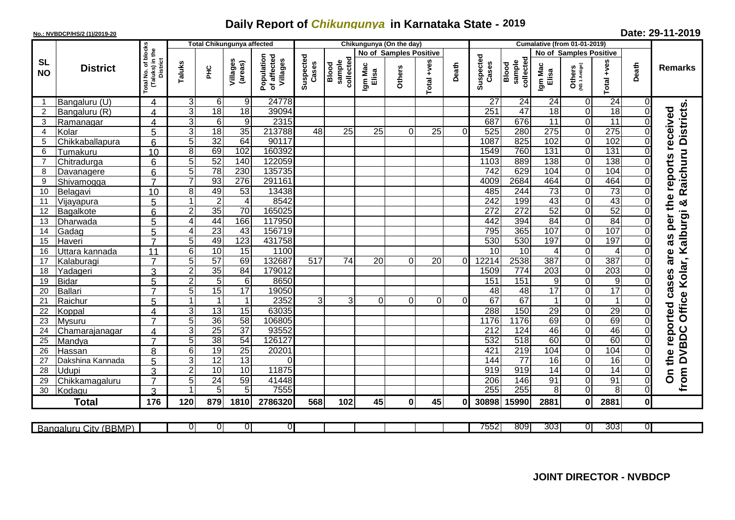# Daily Report of *Chikungunya* in Karnataka State - 2019

**No.: NVBDCP/HS/2 (1)/2019-20**

**Date: 29-11-2019**

| SL NO | District | Total No. of blocks (Taluks) in the District | Total Chikungunya affected | | | | Chikungunya (On the day) | | | | | | Cumalative (from 01-01-2019) | | | | | | Remarks |
|---|---|---|---|---|---|---|---|---|---|---|---|---|---|---|---|---|---|---|---|
| | | | | | | | | | No of Samples Positive | | | | | | No of Samples Positive | | | | |
| | | | Taluks | PHC | Villages (areas) | Population of affected Villages | Suspected Cases | Blood sample collected | Igm Mac Elisa | Others | Total +ves | Death | Suspected Cases | Blood sample collected | Igm Mac Elisa | Others (NS 1 Antign) | Total +ves | Death | |
| 1 | Bangaluru (U) | 4 | 3 | 6 | 9 | 24778 | | | | | | | 27 | 24 | 24 | 0 | 24 | 0 | On the reported cases are as per the reports received from DVBDC Office Kolar, Kalburgi & Raichuru Districts. |
| 2 | Bangaluru (R) | 4 | 3 | 18 | 18 | 39094 | | | | | | | 251 | 47 | 18 | 0 | 18 | 0 | |
| 3 | Ramanagar | 4 | 3 | 6 | 9 | 2315 | | | | | | | 687 | 676 | 11 | 0 | 11 | 0 | |
| 4 | Kolar | 5 | 3 | 18 | 35 | 213788 | 48 | 25 | 25 | 0 | 25 | 0 | 525 | 280 | 275 | 0 | 275 | 0 | |
| 5 | Chikkaballapura | 6 | 5 | 32 | 64 | 90117 | | | | | | | 1087 | 825 | 102 | 0 | 102 | 0 | |
| 6 | Tumakuru | 10 | 8 | 69 | 102 | 160392 | | | | | | | 1549 | 760 | 131 | 0 | 131 | 0 | |
| 7 | Chitradurga | 6 | 5 | 52 | 140 | 122059 | | | | | | | 1103 | 889 | 138 | 0 | 138 | 0 | |
| 8 | Davanagere | 6 | 5 | 78 | 230 | 135735 | | | | | | | 742 | 629 | 104 | 0 | 104 | 0 | |
| 9 | Shivamogga | 7 | 7 | 93 | 276 | 291161 | | | | | | | 4009 | 2684 | 464 | 0 | 464 | 0 | |
| 10 | Belagavi | 10 | 8 | 49 | 53 | 13438 | | | | | | | 485 | 244 | 73 | 0 | 73 | 0 | |
| 11 | Vijayapura | 5 | 1 | 2 | 4 | 8542 | | | | | | | 242 | 199 | 43 | 0 | 43 | 0 | |
| 12 | Bagalkote | 6 | 2 | 35 | 70 | 165025 | | | | | | | 272 | 272 | 52 | 0 | 52 | 0 | |
| 13 | Dharwada | 5 | 4 | 44 | 166 | 117950 | | | | | | | 442 | 394 | 84 | 0 | 84 | 0 | |
| 14 | Gadag | 5 | 4 | 23 | 43 | 156719 | | | | | | | 795 | 365 | 107 | 0 | 107 | 0 | |
| 15 | Haveri | 7 | 5 | 49 | 123 | 431758 | | | | | | | 530 | 530 | 197 | 0 | 197 | 0 | |
| 16 | Uttara kannada | 11 | 6 | 10 | 15 | 1100 | | | | | | | 10 | 10 | 4 | 0 | 4 | 0 | |
| 17 | Kalaburagi | 7 | 5 | 57 | 69 | 132687 | 517 | 74 | 20 | 0 | 20 | 0 | 12214 | 2538 | 387 | 0 | 387 | 0 | |
| 18 | Yadageri | 3 | 2 | 35 | 84 | 179012 | | | | | | | 1509 | 774 | 203 | 0 | 203 | 0 | |
| 19 | Bidar | 5 | 2 | 5 | 6 | 8650 | | | | | | | 151 | 151 | 9 | 0 | 9 | 0 | |
| 20 | Ballari | 7 | 5 | 15 | 17 | 19050 | | | | | | | 48 | 48 | 17 | 0 | 17 | 0 | |
| 21 | Raichur | 5 | 1 | 1 | 1 | 2352 | 3 | 3 | 0 | 0 | 0 | 0 | 67 | 67 | 1 | 0 | 1 | 0 | |
| 22 | Koppal | 4 | 3 | 13 | 15 | 63035 | | | | | | | 288 | 150 | 29 | 0 | 29 | 0 | |
| 23 | Mysuru | 7 | 5 | 36 | 58 | 106805 | | | | | | | 1176 | 1176 | 69 | 0 | 69 | 0 | |
| 24 | Chamarajanagar | 4 | 3 | 25 | 37 | 93552 | | | | | | | 212 | 124 | 46 | 0 | 46 | 0 | |
| 25 | Mandya | 7 | 5 | 38 | 54 | 126127 | | | | | | | 532 | 518 | 60 | 0 | 60 | 0 | |
| 26 | Hassan | 8 | 6 | 19 | 25 | 20201 | | | | | | | 421 | 219 | 104 | 0 | 104 | 0 | |
| 27 | Dakshina Kannada | 5 | 3 | 12 | 13 | 0 | | | | | | | 144 | 77 | 16 | 0 | 16 | 0 | |
| 28 | Udupi | 3 | 2 | 10 | 10 | 11875 | | | | | | | 919 | 919 | 14 | 0 | 14 | 0 | |
| 29 | Chikkamagaluru | 7 | 5 | 24 | 59 | 41448 | | | | | | | 206 | 146 | 91 | 0 | 91 | 0 | |
| 30 | Kodagu | 3 | 1 | 5 | 5 | 7555 | | | | | | | 255 | 255 | 8 | 0 | 8 | 0 | |
| **Total** | | **176** | **120** | **879** | **1810** | **2786320** | **568** | **102** | **45** | **0** | **45** | **0** | **30898** | **15990** | **2881** | **0** | **2881** | **0** | |

| | | | | | | | | | | | | | | | | | | | |
|---|---|---|---|---|---|---|---|---|---|---|---|---|---|---|---|---|---|---|---|
| Bangaluru City (BBMP) | | | 0 | 0 | 0 | 0 | | | | | | | 7552 | 809 | 303 | 0 | 303 | 0 | |

**JOINT DIRECTOR - NVBDCP**